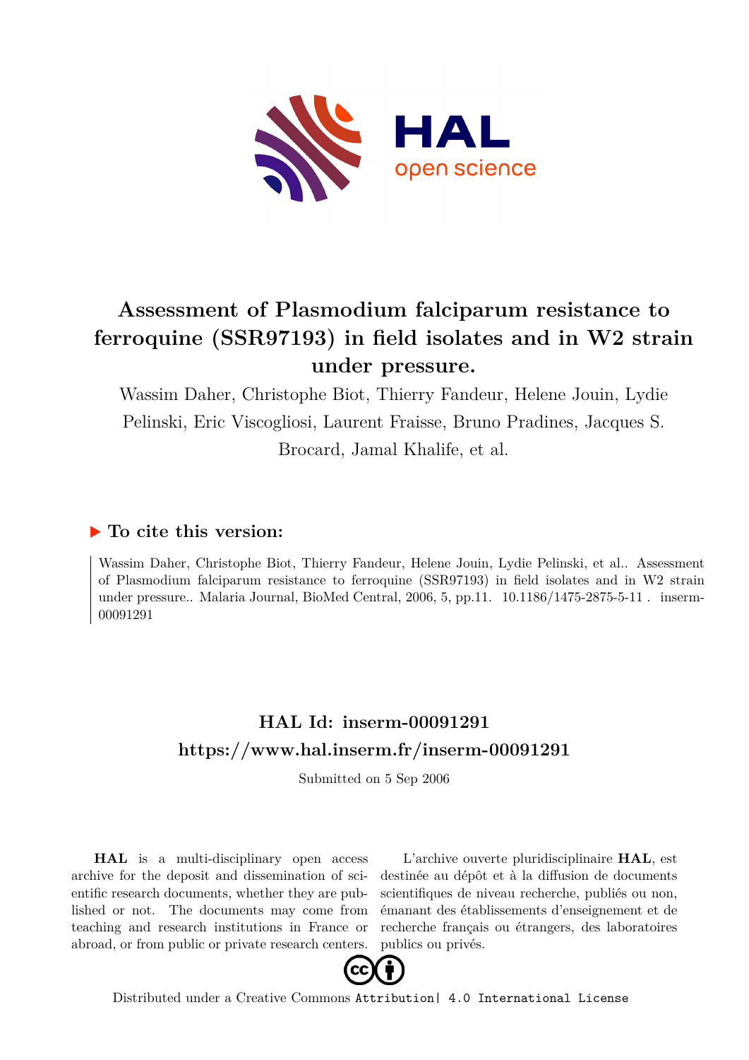# Assessment of Plasmodium falciparum resistance to ferroquine (SSR97193) in field isolates and in W2 strain under pressure.

Wassim Daher, Christophe Biot, Thierry Fandeur, Helene Jouin, Lydie Pelinski, Eric Viscogliosi, Laurent Fraisse, Bruno Pradines, Jacques S. Brocard, Jamal Khalife, et al.

## ▶ To cite this version:

Wassim Daher, Christophe Biot, Thierry Fandeur, Helene Jouin, Lydie Pelinski, et al.. Assessment of Plasmodium falciparum resistance to ferroquine (SSR97193) in field isolates and in W2 strain under pressure.. Malaria Journal, BioMed Central, 2006, 5, pp.11. 10.1186/1475-2875-5-11. inserm-00091291

## HAL Id: inserm-00091291

## https://www.hal.inserm.fr/inserm-00091291

Submitted on 5 Sep 2006

**HAL** is a multi-disciplinary open access archive for the deposit and dissemination of scientific research documents, whether they are published or not. The documents may come from teaching and research institutions in France or abroad, or from public or private research centers.

L'archive ouverte pluridisciplinaire **HAL**, est destinée au dépôt et à la diffusion de documents scientifiques de niveau recherche, publiés ou non, émanant des établissements d'enseignement et de recherche français ou étrangers, des laboratoires publics ou privés.

Distributed under a Creative Commons Attribution| 4.0 International License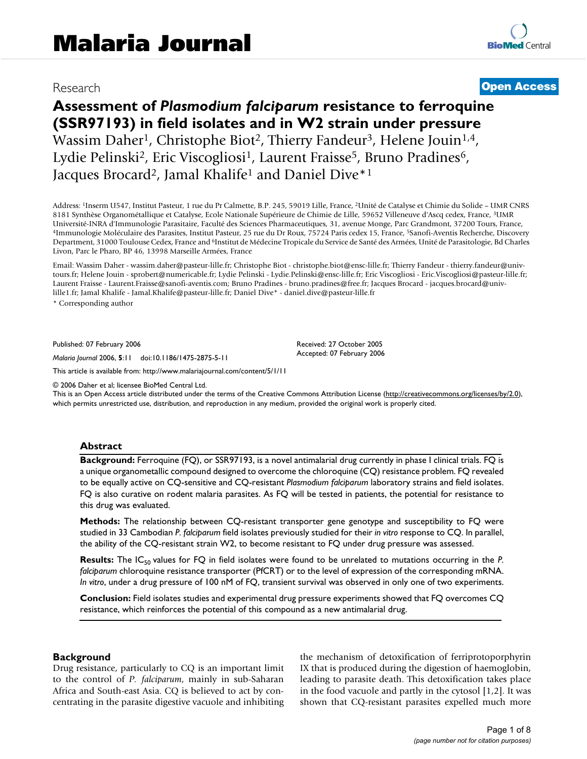# Malaria Journal

Research **Open Access**

# Assessment of *Plasmodium falciparum* resistance to ferroquine (SSR97193) in field isolates and in W2 strain under pressure

Wassim Daher[1], Christophe Biot[2], Thierry Fandeur[3], Helene Jouin[1,4], Lydie Pelinski[2], Eric Viscogliosi[1], Laurent Fraisse[5], Bruno Pradines[6], Jacques Brocard[2], Jamal Khalife[1] and Daniel Dive*[1]

Address: [1]Inserm U547, Institut Pasteur, 1 rue du Pr Calmette, B.P. 245, 59019 Lille, France, [2]Unité de Catalyse et Chimie du Solide – UMR CNRS 8181 Synthèse Organométallique et Catalyse, Ecole Nationale Supérieure de Chimie de Lille, 59652 Villeneuve d'Ascq cedex, France, [3]UMR Université-INRA d'Immunologie Parasitaire, Faculté des Sciences Pharmaceutiques, 31, avenue Monge, Parc Grandmont, 37200 Tours, France, [4]Immunologie Moléculaire des Parasites, Institut Pasteur, 25 rue du Dr Roux, 75724 Paris cedex 15, France, [5]Sanofi-Aventis Recherche, Discovery Department, 31000 Toulouse Cedex, France and [6]Institut de Médecine Tropicale du Service de Santé des Armées, Unité de Parasitologie, Bd Charles Livon, Parc le Pharo, BP 46, 13998 Marseille Armées, France

Email: Wassim Daher - wassim.daher@pasteur-lille.fr; Christophe Biot - christophe.biot@ensc-lille.fr; Thierry Fandeur - thierry.fandeur@univ-tours.fr; Helene Jouin - sprobert@numericable.fr; Lydie Pelinski - Lydie.Pelinski@ensc-lille.fr; Eric Viscogliosi - Eric.Viscogliosi@pasteur-lille.fr; Laurent Fraisse - Laurent.Fraisse@sanofi-aventis.com; Bruno Pradines - bruno.pradines@free.fr; Jacques Brocard - jacques.brocard@univ-lille1.fr; Jamal Khalife - Jamal.Khalife@pasteur-lille.fr; Daniel Dive* - daniel.dive@pasteur-lille.fr

\* Corresponding author

Published: 07 February 2006

*Malaria Journal* 2006, **5**:11 doi:10.1186/1475-2875-5-11

Received: 27 October 2005
Accepted: 07 February 2006

This article is available from: http://www.malariajournal.com/content/5/1/11

© 2006 Daher et al; licensee BioMed Central Ltd.
This is an Open Access article distributed under the terms of the Creative Commons Attribution License (http://creativecommons.org/licenses/by/2.0), which permits unrestricted use, distribution, and reproduction in any medium, provided the original work is properly cited.

## Abstract

**Background:** Ferroquine (FQ), or SSR97193, is a novel antimalarial drug currently in phase I clinical trials. FQ is a unique organometallic compound designed to overcome the chloroquine (CQ) resistance problem. FQ revealed to be equally active on CQ-sensitive and CQ-resistant *Plasmodium falciparum* laboratory strains and field isolates. FQ is also curative on rodent malaria parasites. As FQ will be tested in patients, the potential for resistance to this drug was evaluated.

**Methods:** The relationship between CQ-resistant transporter gene genotype and susceptibility to FQ were studied in 33 Cambodian *P. falciparum* field isolates previously studied for their *in vitro* response to CQ. In parallel, the ability of the CQ-resistant strain W2, to become resistant to FQ under drug pressure was assessed.

**Results:** The $IC_{50}$ values for FQ in field isolates were found to be unrelated to mutations occurring in the *P. falciparum* chloroquine resistance transporter (PfCRT) or to the level of expression of the corresponding mRNA. *In vitro*, under a drug pressure of 100 nM of FQ, transient survival was observed in only one of two experiments.

**Conclusion:** Field isolates studies and experimental drug pressure experiments showed that FQ overcomes CQ resistance, which reinforces the potential of this compound as a new antimalarial drug.

## Background

Drug resistance, particularly to CQ is an important limit to the control of *P. falciparum*, mainly in sub-Saharan Africa and South-east Asia. CQ is believed to act by concentrating in the parasite digestive vacuole and inhibiting the mechanism of detoxification of ferriprotoporphyrin IX that is produced during the digestion of haemoglobin, leading to parasite death. This detoxification takes place in the food vacuole and partly in the cytosol [1,2]. It was shown that CQ-resistant parasites expelled much more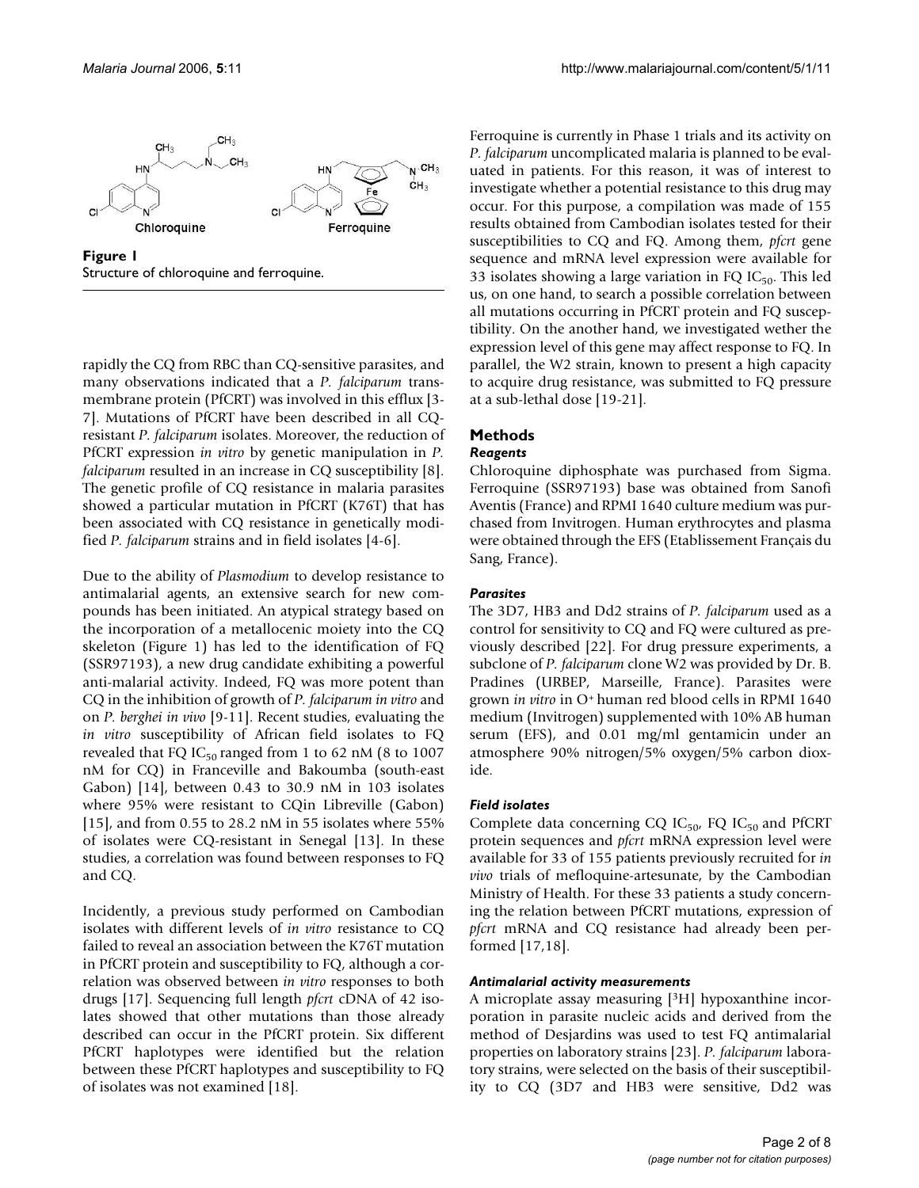**Figure 1**
Structure of chloroquine and ferroquine.

rapidly the CQ from RBC than CQ-sensitive parasites, and many observations indicated that a *P. falciparum* transmembrane protein (PfCRT) was involved in this efflux [3-7]. Mutations of PfCRT have been described in all CQ-resistant *P. falciparum* isolates. Moreover, the reduction of PfCRT expression *in vitro* by genetic manipulation in *P. falciparum* resulted in an increase in CQ susceptibility [8]. The genetic profile of CQ resistance in malaria parasites showed a particular mutation in PfCRT (K76T) that has been associated with CQ resistance in genetically modified *P. falciparum* strains and in field isolates [4-6].

Due to the ability of *Plasmodium* to develop resistance to antimalarial agents, an extensive search for new compounds has been initiated. An atypical strategy based on the incorporation of a metallocenic moiety into the CQ skeleton (Figure 1) has led to the identification of FQ (SSR97193), a new drug candidate exhibiting a powerful anti-malarial activity. Indeed, FQ was more potent than CQ in the inhibition of growth of *P. falciparum in vitro* and on *P. berghei in vivo* [9-11]. Recent studies, evaluating the *in vitro* susceptibility of African field isolates to FQ revealed that FQ $IC_{50}$ ranged from 1 to 62 nM (8 to 1007 nM for CQ) in Franceville and Bakoumba (south-east Gabon) [14], between 0.43 to 30.9 nM in 103 isolates where 95% were resistant to CQin Libreville (Gabon) [15], and from 0.55 to 28.2 nM in 55 isolates where 55% of isolates were CQ-resistant in Senegal [13]. In these studies, a correlation was found between responses to FQ and CQ.

Incidently, a previous study performed on Cambodian isolates with different levels of *in vitro* resistance to CQ failed to reveal an association between the K76T mutation in PfCRT protein and susceptibility to FQ, although a correlation was observed between *in vitro* responses to both drugs [17]. Sequencing full length *pfcrt* cDNA of 42 isolates showed that other mutations than those already described can occur in the PfCRT protein. Six different PfCRT haplotypes were identified but the relation between these PfCRT haplotypes and susceptibility to FQ of isolates was not examined [18].

Ferroquine is currently in Phase 1 trials and its activity on *P. falciparum* uncomplicated malaria is planned to be evaluated in patients. For this reason, it was of interest to investigate whether a potential resistance to this drug may occur. For this purpose, a compilation was made of 155 results obtained from Cambodian isolates tested for their susceptibilities to CQ and FQ. Among them, *pfcrt* gene sequence and mRNA level expression were available for 33 isolates showing a large variation in FQ $IC_{50}$. This led us, on one hand, to search a possible correlation between all mutations occurring in PfCRT protein and FQ susceptibility. On the another hand, we investigated wether the expression level of this gene may affect response to FQ. In parallel, the W2 strain, known to present a high capacity to acquire drug resistance, was submitted to FQ pressure at a sub-lethal dose [19-21].

## Methods

### *Reagents*

Chloroquine diphosphate was purchased from Sigma. Ferroquine (SSR97193) base was obtained from Sanofi Aventis (France) and RPMI 1640 culture medium was purchased from Invitrogen. Human erythrocytes and plasma were obtained through the EFS (Etablissement Français du Sang, France).

### *Parasites*

The 3D7, HB3 and Dd2 strains of *P. falciparum* used as a control for sensitivity to CQ and FQ were cultured as previously described [22]. For drug pressure experiments, a subclone of *P. falciparum* clone W2 was provided by Dr. B. Pradines (URBEP, Marseille, France). Parasites were grown *in vitro* in O+ human red blood cells in RPMI 1640 medium (Invitrogen) supplemented with 10% AB human serum (EFS), and 0.01 mg/ml gentamicin under an atmosphere 90% nitrogen/5% oxygen/5% carbon dioxide.

### *Field isolates*

Complete data concerning CQ $IC_{50}$, FQ $IC_{50}$ and PfCRT protein sequences and *pfcrt* mRNA expression level were available for 33 of 155 patients previously recruited for *in vivo* trials of mefloquine-artesunate, by the Cambodian Ministry of Health. For these 33 patients a study concerning the relation between PfCRT mutations, expression of *pfcrt* mRNA and CQ resistance had already been performed [17,18].

### *Antimalarial activity measurements*

A microplate assay measuring [$^3$H] hypoxanthine incorporation in parasite nucleic acids and derived from the method of Desjardins was used to test FQ antimalarial properties on laboratory strains [23]. *P. falciparum* laboratory strains, were selected on the basis of their susceptibility to CQ (3D7 and HB3 were sensitive, Dd2 was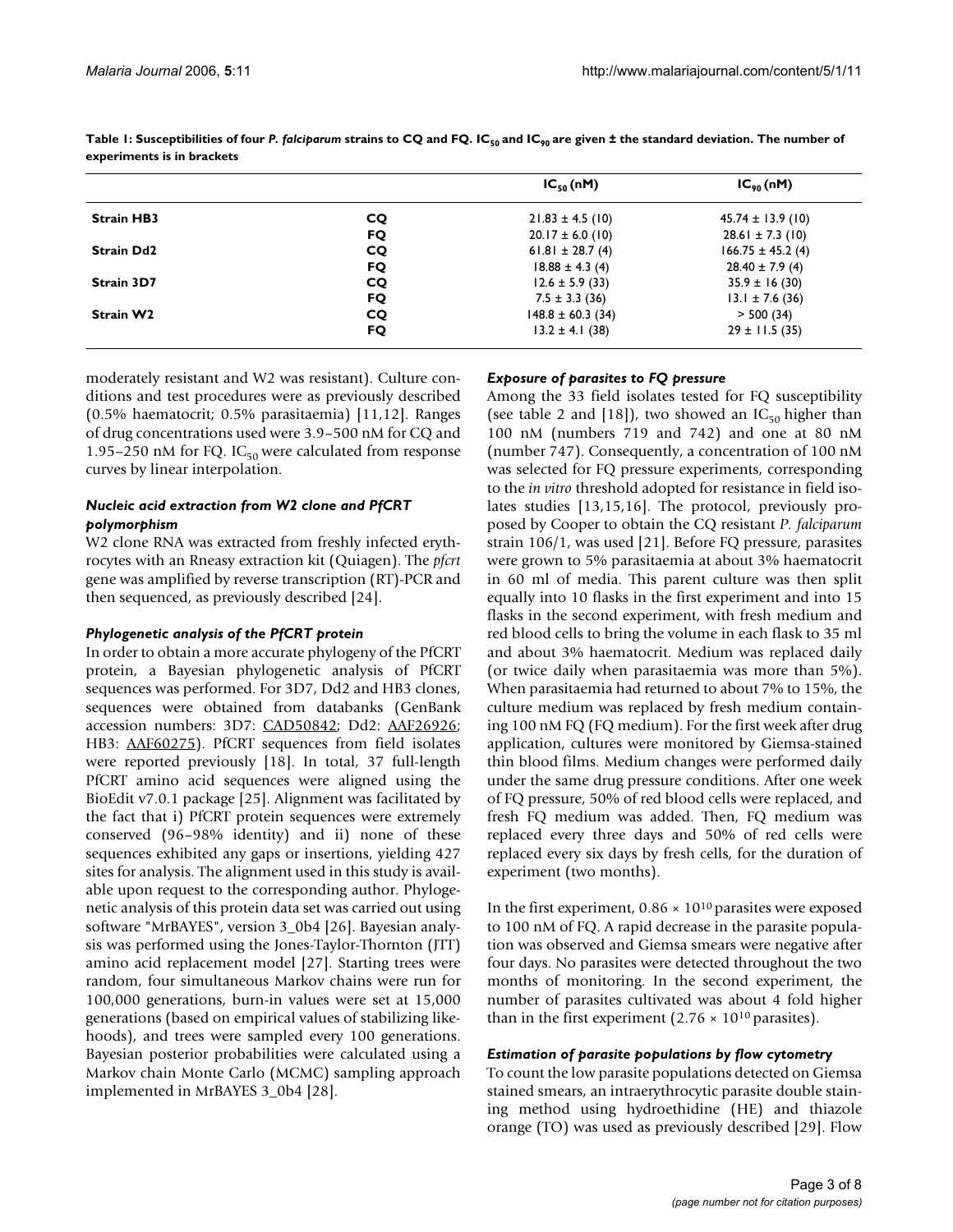**Table 1: Susceptibilities of four *P. falciparum* strains to CQ and FQ. $IC_{50}$ and $IC_{90}$ are given ± the standard deviation. The number of experiments is in brackets**

| | | $IC_{50}$ (nM) | $IC_{90}$ (nM) |
|---|---|---|---|
| **Strain HB3** | **CQ** | 21.83 ± 4.5 (10) | 45.74 ± 13.9 (10) |
| | **FQ** | 20.17 ± 6.0 (10) | 28.61 ± 7.3 (10) |
| **Strain Dd2** | **CQ** | 61.81 ± 28.7 (4) | 166.75 ± 45.2 (4) |
| | **FQ** | 18.88 ± 4.3 (4) | 28.40 ± 7.9 (4) |
| **Strain 3D7** | **CQ** | 12.6 ± 5.9 (33) | 35.9 ± 16 (30) |
| | **FQ** | 7.5 ± 3.3 (36) | 13.1 ± 7.6 (36) |
| **Strain W2** | **CQ** | 148.8 ± 60.3 (34) | > 500 (34) |
| | **FQ** | 13.2 ± 4.1 (38) | 29 ± 11.5 (35) |

moderately resistant and W2 was resistant). Culture conditions and test procedures were as previously described (0.5% haematocrit; 0.5% parasitaemia) [11,12]. Ranges of drug concentrations used were 3.9–500 nM for CQ and 1.95–250 nM for FQ. $IC_{50}$ were calculated from response curves by linear interpolation.

### *Nucleic acid extraction from W2 clone and PfCRT polymorphism*

W2 clone RNA was extracted from freshly infected erythrocytes with an Rneasy extraction kit (Quiagen). The *pfcrt* gene was amplified by reverse transcription (RT)-PCR and then sequenced, as previously described [24].

### *Phylogenetic analysis of the PfCRT protein*

In order to obtain a more accurate phylogeny of the PfCRT protein, a Bayesian phylogenetic analysis of PfCRT sequences was performed. For 3D7, Dd2 and HB3 clones, sequences were obtained from databanks (GenBank accession numbers: 3D7: CAD50842; Dd2: AAF26926; HB3: AAF60275). PfCRT sequences from field isolates were reported previously [18]. In total, 37 full-length PfCRT amino acid sequences were aligned using the BioEdit v7.0.1 package [25]. Alignment was facilitated by the fact that i) PfCRT protein sequences were extremely conserved (96–98% identity) and ii) none of these sequences exhibited any gaps or insertions, yielding 427 sites for analysis. The alignment used in this study is available upon request to the corresponding author. Phylogenetic analysis of this protein data set was carried out using software "MrBAYES", version 3_0b4 [26]. Bayesian analysis was performed using the Jones-Taylor-Thornton (JTT) amino acid replacement model [27]. Starting trees were random, four simultaneous Markov chains were run for 100,000 generations, burn-in values were set at 15,000 generations (based on empirical values of stabilizing likelihoods), and trees were sampled every 100 generations. Bayesian posterior probabilities were calculated using a Markov chain Monte Carlo (MCMC) sampling approach implemented in MrBAYES 3_0b4 [28].

### *Exposure of parasites to FQ pressure*

Among the 33 field isolates tested for FQ susceptibility (see table 2 and [18]), two showed an $IC_{50}$ higher than 100 nM (numbers 719 and 742) and one at 80 nM (number 747). Consequently, a concentration of 100 nM was selected for FQ pressure experiments, corresponding to the *in vitro* threshold adopted for resistance in field isolates studies [13,15,16]. The protocol, previously proposed by Cooper to obtain the CQ resistant *P. falciparum* strain 106/1, was used [21]. Before FQ pressure, parasites were grown to 5% parasitaemia at about 3% haematocrit in 60 ml of media. This parent culture was then split equally into 10 flasks in the first experiment and into 15 flasks in the second experiment, with fresh medium and red blood cells to bring the volume in each flask to 35 ml and about 3% haematocrit. Medium was replaced daily (or twice daily when parasitaemia was more than 5%). When parasitaemia had returned to about 7% to 15%, the culture medium was replaced by fresh medium containing 100 nM FQ (FQ medium). For the first week after drug application, cultures were monitored by Giemsa-stained thin blood films. Medium changes were performed daily under the same drug pressure conditions. After one week of FQ pressure, 50% of red blood cells were replaced, and fresh FQ medium was added. Then, FQ medium was replaced every three days and 50% of red cells were replaced every six days by fresh cells, for the duration of experiment (two months).

In the first experiment, $0.86 \times 10^{10}$ parasites were exposed to 100 nM of FQ. A rapid decrease in the parasite population was observed and Giemsa smears were negative after four days. No parasites were detected throughout the two months of monitoring. In the second experiment, the number of parasites cultivated was about 4 fold higher than in the first experiment ($2.76 \times 10^{10}$ parasites).

### *Estimation of parasite populations by flow cytometry*

To count the low parasite populations detected on Giemsa stained smears, an intraerythrocytic parasite double staining method using hydroethidine (HE) and thiazole orange (TO) was used as previously described [29]. Flow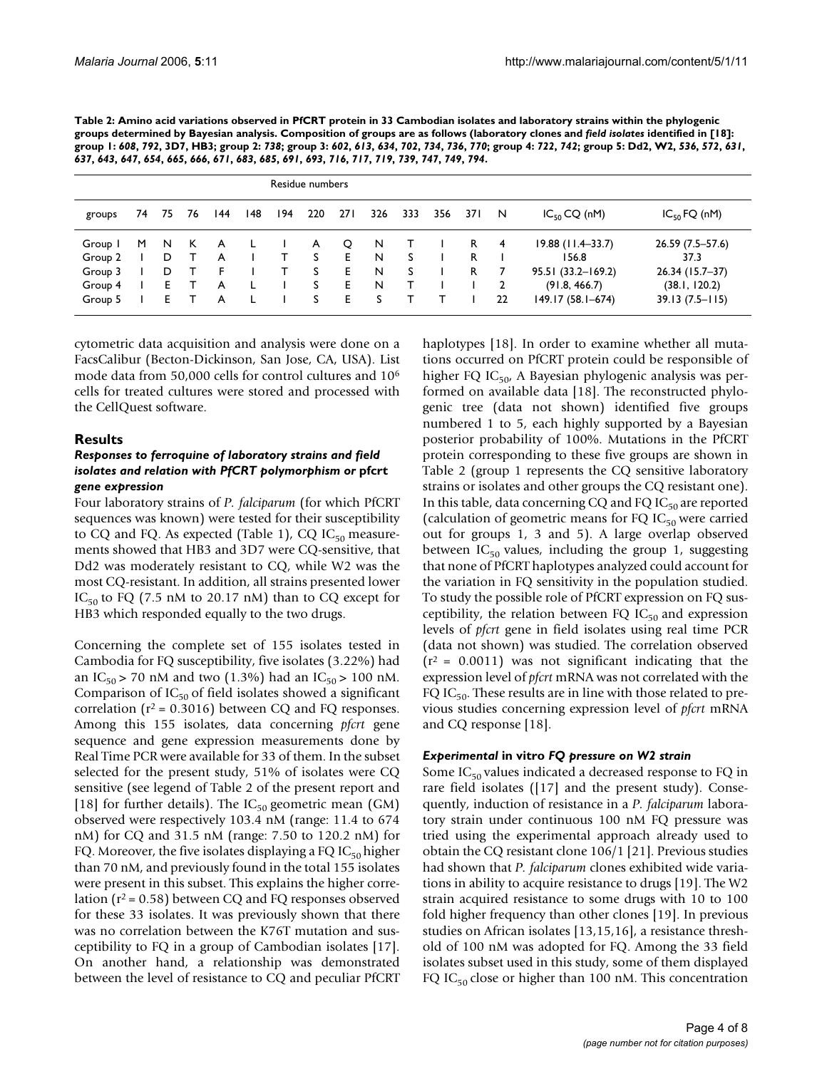**Table 2: Amino acid variations observed in PfCRT protein in 33 Cambodian isolates and laboratory strains within the phylogenic groups determined by Bayesian analysis. Composition of groups are as follows (laboratory clones and *field isolates* identified in [18]: group 1: *608*, *792*, 3D7, HB3; group 2: *738*; group 3: *602*, *613*, *634*, *702*, *734*, *736*, *770*; group 4: *722*, *742*; group 5: Dd2, W2, *536*, *572*, *631*, *637*, *643*, *647*, *654*, *665*, *666*, *671*, *683*, *685*, *691*, *693*, *716*, *717*, *719*, *739*, *747*, *749*, *794*.**

| | Residue numbers | | | | | | | | | | | | | | |
|---|---|---|---|---|---|---|---|---|---|---|---|---|---|---|---|
| groups | 74 | 75 | 76 | 144 | 148 | 194 | 220 | 271 | 326 | 333 | 356 | 371 | N | $IC_{50}$ CQ (nM) | $IC_{50}$ FQ (nM) |
| Group 1 | M | N | K | A | L | I | A | Q | N | T | I | R | 4 | 19.88 (11.4–33.7) | 26.59 (7.5–57.6) |
| Group 2 | I | D | T | A | I | T | S | E | N | S | I | R | 1 | 156.8 | 37.3 |
| Group 3 | I | D | T | F | I | T | S | E | N | S | I | R | 7 | 95.51 (33.2–169.2) | 26.34 (15.7–37) |
| Group 4 | I | E | T | A | L | I | S | E | N | T | I | I | 2 | (91.8, 466.7) | (38.1, 120.2) |
| Group 5 | I | E | T | A | L | I | S | E | S | T | T | I | 22 | 149.17 (58.1–674) | 39.13 (7.5–115) |

cytometric data acquisition and analysis were done on a FacsCalibur (Becton-Dickinson, San Jose, CA, USA). List mode data from 50,000 cells for control cultures and $10^6$ cells for treated cultures were stored and processed with the CellQuest software.

## Results

### *Responses to ferroquine of laboratory strains and field isolates and relation with PfCRT polymorphism or* pfcrt *gene expression*

Four laboratory strains of *P. falciparum* (for which PfCRT sequences was known) were tested for their susceptibility to CQ and FQ. As expected (Table 1), CQ $IC_{50}$ measurements showed that HB3 and 3D7 were CQ-sensitive, that Dd2 was moderately resistant to CQ, while W2 was the most CQ-resistant. In addition, all strains presented lower $IC_{50}$ to FQ (7.5 nM to 20.17 nM) than to CQ except for HB3 which responded equally to the two drugs.

Concerning the complete set of 155 isolates tested in Cambodia for FQ susceptibility, five isolates (3.22%) had an $IC_{50} > 70$ nM and two (1.3%) had an $IC_{50} > 100$ nM. Comparison of $IC_{50}$ of field isolates showed a significant correlation ($r^2 = 0.3016$) between CQ and FQ responses. Among this 155 isolates, data concerning *pfcrt* gene sequence and gene expression measurements done by Real Time PCR were available for 33 of them. In the subset selected for the present study, 51% of isolates were CQ sensitive (see legend of Table 2 of the present report and [18] for further details). The $IC_{50}$ geometric mean (GM) observed were respectively 103.4 nM (range: 11.4 to 674 nM) for CQ and 31.5 nM (range: 7.50 to 120.2 nM) for FQ. Moreover, the five isolates displaying a FQ $IC_{50}$ higher than 70 nM, and previously found in the total 155 isolates were present in this subset. This explains the higher correlation ($r^2 = 0.58$) between CQ and FQ responses observed for these 33 isolates. It was previously shown that there was no correlation between the K76T mutation and susceptibility to FQ in a group of Cambodian isolates [17]. On another hand, a relationship was demonstrated between the level of resistance to CQ and peculiar PfCRT haplotypes [18]. In order to examine whether all mutations occurred on PfCRT protein could be responsible of higher FQ $IC_{50}$, A Bayesian phylogenic analysis was performed on available data [18]. The reconstructed phylogenic tree (data not shown) identified five groups numbered 1 to 5, each highly supported by a Bayesian posterior probability of 100%. Mutations in the PfCRT protein corresponding to these five groups are shown in Table 2 (group 1 represents the CQ sensitive laboratory strains or isolates and other groups the CQ resistant one). In this table, data concerning CQ and FQ $IC_{50}$ are reported (calculation of geometric means for FQ $IC_{50}$ were carried out for groups 1, 3 and 5). A large overlap observed between $IC_{50}$ values, including the group 1, suggesting that none of PfCRT haplotypes analyzed could account for the variation in FQ sensitivity in the population studied. To study the possible role of PfCRT expression on FQ susceptibility, the relation between FQ $IC_{50}$ and expression levels of *pfcrt* gene in field isolates using real time PCR (data not shown) was studied. The correlation observed ($r^2 = 0.0011$) was not significant indicating that the expression level of *pfcrt* mRNA was not correlated with the FQ $IC_{50}$. These results are in line with those related to previous studies concerning expression level of *pfcrt* mRNA and CQ response [18].

### *Experimental* in vitro *FQ pressure on W2 strain*

Some $IC_{50}$ values indicated a decreased response to FQ in rare field isolates ([17] and the present study). Consequently, induction of resistance in a *P. falciparum* laboratory strain under continuous 100 nM FQ pressure was tried using the experimental approach already used to obtain the CQ resistant clone 106/1 [21]. Previous studies had shown that *P. falciparum* clones exhibited wide variations in ability to acquire resistance to drugs [19]. The W2 strain acquired resistance to some drugs with 10 to 100 fold higher frequency than other clones [19]. In previous studies on African isolates [13,15,16], a resistance threshold of 100 nM was adopted for FQ. Among the 33 field isolates subset used in this study, some of them displayed FQ $IC_{50}$ close or higher than 100 nM. This concentration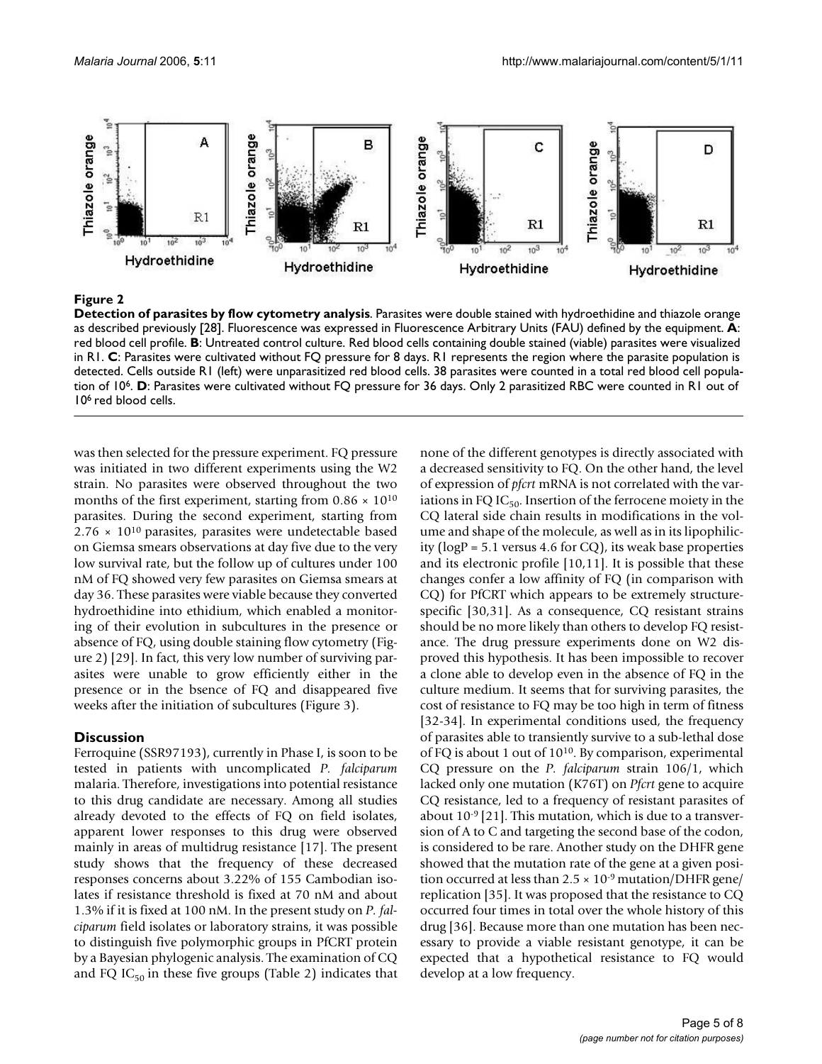**Figure 2**

**Detection of parasites by flow cytometry analysis**. Parasites were double stained with hydroethidine and thiazole orange as described previously [28]. Fluorescence was expressed in Fluorescence Arbitrary Units (FAU) defined by the equipment. **A**: red blood cell profile. **B**: Untreated control culture. Red blood cells containing double stained (viable) parasites were visualized in R1. **C**: Parasites were cultivated without FQ pressure for 8 days. R1 represents the region where the parasite population is detected. Cells outside R1 (left) were unparasitized red blood cells. 38 parasites were counted in a total red blood cell population of $10^6$. **D**: Parasites were cultivated without FQ pressure for 36 days. Only 2 parasitized RBC were counted in R1 out of $10^6$ red blood cells.

was then selected for the pressure experiment. FQ pressure was initiated in two different experiments using the W2 strain. No parasites were observed throughout the two months of the first experiment, starting from $0.86 \times 10^{10}$ parasites. During the second experiment, starting from $2.76 \times 10^{10}$ parasites, parasites were undetectable based on Giemsa smears observations at day five due to the very low survival rate, but the follow up of cultures under 100 nM of FQ showed very few parasites on Giemsa smears at day 36. These parasites were viable because they converted hydroethidine into ethidium, which enabled a monitoring of their evolution in subcultures in the presence or absence of FQ, using double staining flow cytometry (Figure 2) [29]. In fact, this very low number of surviving parasites were unable to grow efficiently either in the presence or in the bsence of FQ and disappeared five weeks after the initiation of subcultures (Figure 3).

## Discussion

Ferroquine (SSR97193), currently in Phase I, is soon to be tested in patients with uncomplicated *P. falciparum* malaria. Therefore, investigations into potential resistance to this drug candidate are necessary. Among all studies already devoted to the effects of FQ on field isolates, apparent lower responses to this drug were observed mainly in areas of multidrug resistance [17]. The present study shows that the frequency of these decreased responses concerns about 3.22% of 155 Cambodian isolates if resistance threshold is fixed at 70 nM and about 1.3% if it is fixed at 100 nM. In the present study on *P. falciparum* field isolates or laboratory strains, it was possible to distinguish five polymorphic groups in PfCRT protein by a Bayesian phylogenic analysis. The examination of CQ and FQ $IC_{50}$ in these five groups (Table 2) indicates that none of the different genotypes is directly associated with a decreased sensitivity to FQ. On the other hand, the level of expression of *pfcrt* mRNA is not correlated with the variations in FQ $IC_{50}$. Insertion of the ferrocene moiety in the CQ lateral side chain results in modifications in the volume and shape of the molecule, as well as in its lipophilicity (logP = 5.1 versus 4.6 for CQ), its weak base properties and its electronic profile [10,11]. It is possible that these changes confer a low affinity of FQ (in comparison with CQ) for PfCRT which appears to be extremely structure-specific [30,31]. As a consequence, CQ resistant strains should be no more likely than others to develop FQ resistance. The drug pressure experiments done on W2 disproved this hypothesis. It has been impossible to recover a clone able to develop even in the absence of FQ in the culture medium. It seems that for surviving parasites, the cost of resistance to FQ may be too high in term of fitness [32-34]. In experimental conditions used, the frequency of parasites able to transiently survive to a sub-lethal dose of FQ is about 1 out of $10^{10}$. By comparison, experimental CQ pressure on the *P. falciparum* strain 106/1, which lacked only one mutation (K76T) on *Pfcrt* gene to acquire CQ resistance, led to a frequency of resistant parasites of about $10^{-9}$ [21]. This mutation, which is due to a transversion of A to C and targeting the second base of the codon, is considered to be rare. Another study on the DHFR gene showed that the mutation rate of the gene at a given position occurred at less than $2.5 \times 10^{-9}$ mutation/DHFR gene/replication [35]. It was proposed that the resistance to CQ occurred four times in total over the whole history of this drug [36]. Because more than one mutation has been necessary to provide a viable resistant genotype, it can be expected that a hypothetical resistance to FQ would develop at a low frequency.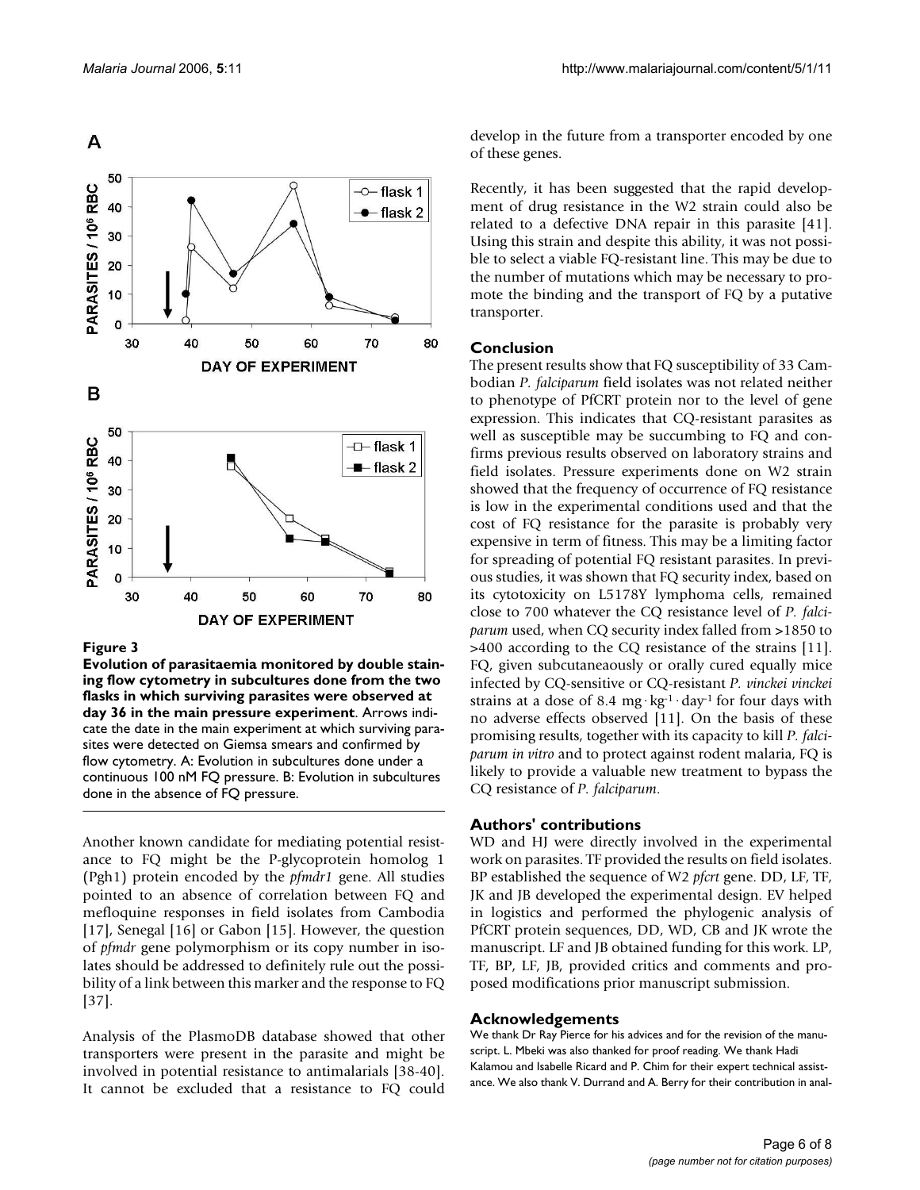**Figure 3**

**Evolution of parasitaemia monitored by double staining flow cytometry in subcultures done from the two flasks in which surviving parasites were observed at day 36 in the main pressure experiment**. Arrows indicate the date in the main experiment at which surviving parasites were detected on Giemsa smears and confirmed by flow cytometry. A: Evolution in subcultures done under a continuous 100 nM FQ pressure. B: Evolution in subcultures done in the absence of FQ pressure.

Another known candidate for mediating potential resistance to FQ might be the P-glycoprotein homolog 1 (Pgh1) protein encoded by the *pfmdr1* gene. All studies pointed to an absence of correlation between FQ and mefloquine responses in field isolates from Cambodia [17], Senegal [16] or Gabon [15]. However, the question of *pfmdr* gene polymorphism or its copy number in isolates should be addressed to definitely rule out the possibility of a link between this marker and the response to FQ [37].

Analysis of the PlasmoDB database showed that other transporters were present in the parasite and might be involved in potential resistance to antimalarials [38-40]. It cannot be excluded that a resistance to FQ could develop in the future from a transporter encoded by one of these genes.

Recently, it has been suggested that the rapid development of drug resistance in the W2 strain could also be related to a defective DNA repair in this parasite [41]. Using this strain and despite this ability, it was not possible to select a viable FQ-resistant line. This may be due to the number of mutations which may be necessary to promote the binding and the transport of FQ by a putative transporter.

## Conclusion

The present results show that FQ susceptibility of 33 Cambodian *P. falciparum* field isolates was not related neither to phenotype of PfCRT protein nor to the level of gene expression. This indicates that CQ-resistant parasites as well as susceptible may be succumbing to FQ and confirms previous results observed on laboratory strains and field isolates. Pressure experiments done on W2 strain showed that the frequency of occurrence of FQ resistance is low in the experimental conditions used and that the cost of FQ resistance for the parasite is probably very expensive in term of fitness. This may be a limiting factor for spreading of potential FQ resistant parasites. In previous studies, it was shown that FQ security index, based on its cytotoxicity on L5178Y lymphoma cells, remained close to 700 whatever the CQ resistance level of *P. falciparum* used, when CQ security index falled from >1850 to >400 according to the CQ resistance of the strains [11]. FQ, given subcutaneaously or orally cured equally mice infected by CQ-sensitive or CQ-resistant *P. vinckei vinckei* strains at a dose of 8.4 $mg \cdot kg^{-1} \cdot day^{-1}$ for four days with no adverse effects observed [11]. On the basis of these promising results, together with its capacity to kill *P. falciparum in vitro* and to protect against rodent malaria, FQ is likely to provide a valuable new treatment to bypass the CQ resistance of *P. falciparum*.

## Authors' contributions

WD and HJ were directly involved in the experimental work on parasites. TF provided the results on field isolates. BP established the sequence of W2 *pfcrt* gene. DD, LF, TF, JK and JB developed the experimental design. EV helped in logistics and performed the phylogenic analysis of PfCRT protein sequences, DD, WD, CB and JK wrote the manuscript. LF and JB obtained funding for this work. LP, TF, BP, LF, JB, provided critics and comments and proposed modifications prior manuscript submission.

## Acknowledgements

We thank Dr Ray Pierce for his advices and for the revision of the manuscript. L. Mbeki was also thanked for proof reading. We thank Hadi Kalamou and Isabelle Ricard and P. Chim for their expert technical assistance. We also thank V. Durrand and A. Berry for their contribution in anal-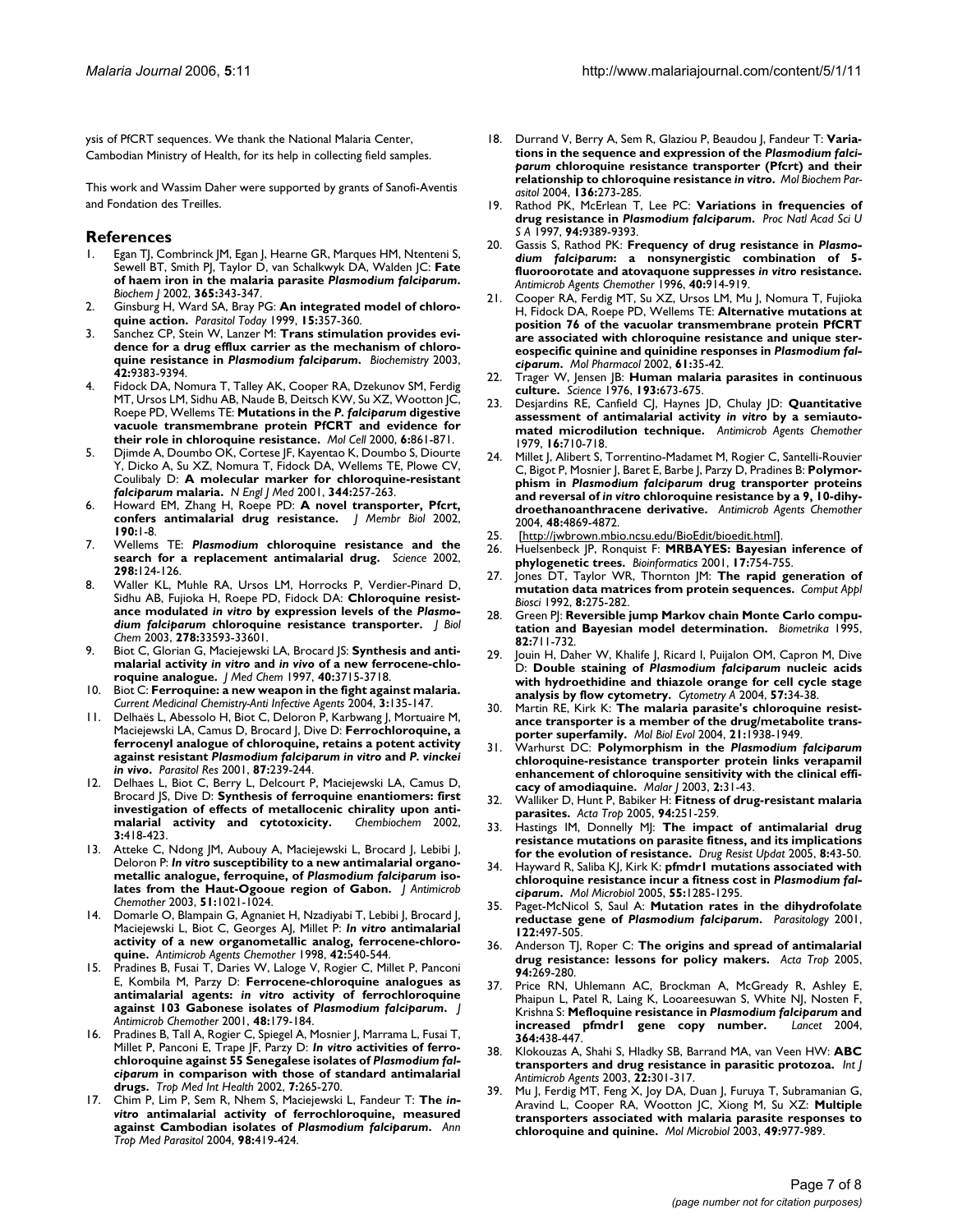ysis of PfCRT sequences. We thank the National Malaria Center, Cambodian Ministry of Health, for its help in collecting field samples.

This work and Wassim Daher were supported by grants of Sanofi-Aventis and Fondation des Treilles.

## References

1. Egan TJ, Combrinck JM, Egan J, Hearne GR, Marques HM, Ntenteni S, Sewell BT, Smith PJ, Taylor D, van Schalkwyk DA, Walden JC: **Fate of haem iron in the malaria parasite *Plasmodium falciparum*.** *Biochem J* 2002, **365:**343-347.
2. Ginsburg H, Ward SA, Bray PG: **An integrated model of chloroquine action.** *Parasitol Today* 1999, **15:**357-360.
3. Sanchez CP, Stein W, Lanzer M: **Trans stimulation provides evidence for a drug efflux carrier as the mechanism of chloroquine resistance in *Plasmodium falciparum*.** *Biochemistry* 2003, **42:**9383-9394.
4. Fidock DA, Nomura T, Talley AK, Cooper RA, Dzekunov SM, Ferdig MT, Ursos LM, Sidhu AB, Naude B, Deitsch KW, Su XZ, Wootton JC, Roepe PD, Wellems TE: **Mutations in the *P. falciparum* digestive vacuole transmembrane protein PfCRT and evidence for their role in chloroquine resistance.** *Mol Cell* 2000, **6:**861-871.
5. Djimde A, Doumbo OK, Cortese JF, Kayentao K, Doumbo S, Diourte Y, Dicko A, Su XZ, Nomura T, Fidock DA, Wellems TE, Plowe CV, Coulibaly D: **A molecular marker for chloroquine-resistant *falciparum* malaria.** *N Engl J Med* 2001, **344:**257-263.
6. Howard EM, Zhang H, Roepe PD: **A novel transporter, Pfcrt, confers antimalarial drug resistance.** *J Membr Biol* 2002, **190:**1-8.
7. Wellems TE: ***Plasmodium* chloroquine resistance and the search for a replacement antimalarial drug.** *Science* 2002, **298:**124-126.
8. Waller KL, Muhle RA, Ursos LM, Horrocks P, Verdier-Pinard D, Sidhu AB, Fujioka H, Roepe PD, Fidock DA: **Chloroquine resistance modulated *in vitro* by expression levels of the *Plasmodium falciparum* chloroquine resistance transporter.** *J Biol Chem* 2003, **278:**33593-33601.
9. Biot C, Glorian G, Maciejewski LA, Brocard JS: **Synthesis and antimalarial activity *in vitro* and *in vivo* of a new ferrocene-chloroquine analogue.** *J Med Chem* 1997, **40:**3715-3718.
10. Biot C: **Ferroquine: a new weapon in the fight against malaria.** *Current Medicinal Chemistry-Anti Infective Agents* 2004, **3:**135-147.
11. Delhaës L, Abessolo H, Biot C, Deloron P, Karbwang J, Mortuaire M, Maciejewski LA, Camus D, Brocard J, Dive D: **Ferrochloroquine, a ferrocenyl analogue of chloroquine, retains a potent activity against resistant *Plasmodium falciparum in vitro* and *P. vinckei in vivo*.** *Parasitol Res* 2001, **87:**239-244.
12. Delhaes L, Biot C, Berry L, Delcourt P, Maciejewski LA, Camus D, Brocard JS, Dive D: **Synthesis of ferroquine enantiomers: first investigation of effects of metallocenic chirality upon antimalarial activity and cytotoxicity.** *Chembiochem* 2002, **3:**418-423.
13. Atteke C, Ndong JM, Aubouy A, Maciejewski L, Brocard J, Lebibi J, Deloron P: ***In vitro* susceptibility to a new antimalarial organometallic analogue, ferroquine, of *Plasmodium falciparum* isolates from the Haut-Ogooue region of Gabon.** *J Antimicrob Chemother* 2003, **51:**1021-1024.
14. Domarle O, Blampain G, Agnaniet H, Nzadiyabi T, Lebibi J, Brocard J, Maciejewski L, Biot C, Georges AJ, Millet P: ***In vitro* antimalarial activity of a new organometallic analog, ferrocene-chloroquine.** *Antimicrob Agents Chemother* 1998, **42:**540-544.
15. Pradines B, Fusai T, Daries W, Laloge V, Rogier C, Millet P, Panconi E, Kombila M, Parzy D: **Ferrocene-chloroquine analogues as antimalarial agents: *in vitro* activity of ferrochloroquine against 103 Gabonese isolates of *Plasmodium falciparum*.** *J Antimicrob Chemother* 2001, **48:**179-184.
16. Pradines B, Tall A, Rogier C, Spiegel A, Mosnier J, Marrama L, Fusai T, Millet P, Panconi E, Trape JF, Parzy D: ***In vitro* activities of ferrochloroquine against 55 Senegalese isolates of *Plasmodium falciparum* in comparison with those of standard antimalarial drugs.** *Trop Med Int Health* 2002, **7:**265-270.
17. Chim P, Lim P, Sem R, Nhem S, Maciejewski L, Fandeur T: **The *in-vitro* antimalarial activity of ferrochloroquine, measured against Cambodian isolates of *Plasmodium falciparum*.** *Ann Trop Med Parasitol* 2004, **98:**419-424.
18. Durrand V, Berry A, Sem R, Glaziou P, Beaudou J, Fandeur T: **Variations in the sequence and expression of the *Plasmodium falciparum* chloroquine resistance transporter (Pfcrt) and their relationship to chloroquine resistance *in vitro*.** *Mol Biochem Parasitol* 2004, **136:**273-285.
19. Rathod PK, McErlean T, Lee PC: **Variations in frequencies of drug resistance in *Plasmodium falciparum*.** *Proc Natl Acad Sci U S A* 1997, **94:**9389-9393.
20. Gassis S, Rathod PK: **Frequency of drug resistance in *Plasmodium falciparum*: a nonsynergistic combination of 5-fluoroorotate and atovaquone suppresses *in vitro* resistance.** *Antimicrob Agents Chemother* 1996, **40:**914-919.
21. Cooper RA, Ferdig MT, Su XZ, Ursos LM, Mu J, Nomura T, Fujioka H, Fidock DA, Roepe PD, Wellems TE: **Alternative mutations at position 76 of the vacuolar transmembrane protein PfCRT are associated with chloroquine resistance and unique stereospecific quinine and quinidine responses in *Plasmodium falciparum*.** *Mol Pharmacol* 2002, **61:**35-42.
22. Trager W, Jensen JB: **Human malaria parasites in continuous culture.** *Science* 1976, **193:**673-675.
23. Desjardins RE, Canfield CJ, Haynes JD, Chulay JD: **Quantitative assessment of antimalarial activity *in vitro* by a semiautomated microdilution technique.** *Antimicrob Agents Chemother* 1979, **16:**710-718.
24. Millet J, Alibert S, Torrentino-Madamet M, Rogier C, Santelli-Rouvier C, Bigot P, Mosnier J, Baret E, Barbe J, Parzy D, Pradines B: **Polymorphism in *Plasmodium falciparum* drug transporter proteins and reversal of *in vitro* chloroquine resistance by a 9, 10-dihydroethanoanthracene derivative.** *Antimicrob Agents Chemother* 2004, **48:**4869-4872.
25. [http://jwbrown.mbio.ncsu.edu/BioEdit/bioedit.html].
26. Huelsenbeck JP, Ronquist F: **MRBAYES: Bayesian inference of phylogenetic trees.** *Bioinformatics* 2001, **17:**754-755.
27. Jones DT, Taylor WR, Thornton JM: **The rapid generation of mutation data matrices from protein sequences.** *Comput Appl Biosci* 1992, **8:**275-282.
28. Green PJ: **Reversible jump Markov chain Monte Carlo computation and Bayesian model determination.** *Biometrika* 1995, **82:**711-732.
29. Jouin H, Daher W, Khalife J, Ricard I, Puijalon OM, Capron M, Dive D: **Double staining of *Plasmodium falciparum* nucleic acids with hydroethidine and thiazole orange for cell cycle stage analysis by flow cytometry.** *Cytometry A* 2004, **57:**34-38.
30. Martin RE, Kirk K: **The malaria parasite's chloroquine resistance transporter is a member of the drug/metabolite transporter superfamily.** *Mol Biol Evol* 2004, **21:**1938-1949.
31. Warhurst DC: **Polymorphism in the *Plasmodium falciparum* chloroquine-resistance transporter protein links verapamil enhancement of chloroquine sensitivity with the clinical efficacy of amodiaquine.** *Malar J* 2003, **2:**31-43.
32. Walliker D, Hunt P, Babiker H: **Fitness of drug-resistant malaria parasites.** *Acta Trop* 2005, **94:**251-259.
33. Hastings IM, Donnelly MJ: **The impact of antimalarial drug resistance mutations on parasite fitness, and its implications for the evolution of resistance.** *Drug Resist Updat* 2005, **8:**43-50.
34. Hayward R, Saliba KJ, Kirk K: **pfmdr1 mutations associated with chloroquine resistance incur a fitness cost in *Plasmodium falciparum*.** *Mol Microbiol* 2005, **55:**1285-1295.
35. Paget-McNicol S, Saul A: **Mutation rates in the dihydrofolate reductase gene of *Plasmodium falciparum*.** *Parasitology* 2001, **122:**497-505.
36. Anderson TJ, Roper C: **The origins and spread of antimalarial drug resistance: lessons for policy makers.** *Acta Trop* 2005, **94:**269-280.
37. Price RN, Uhlemann AC, Brockman A, McGready R, Ashley E, Phaipun L, Patel R, Laing K, Looareesuwan S, White NJ, Nosten F, Krishna S: **Mefloquine resistance in *Plasmodium falciparum* and increased pfmdr1 gene copy number.** *Lancet* 2004, **364:**438-447.
38. Klokouzas A, Shahi S, Hladky SB, Barrand MA, van Veen HW: **ABC transporters and drug resistance in parasitic protozoa.** *Int J Antimicrob Agents* 2003, **22:**301-317.
39. Mu J, Ferdig MT, Feng X, Joy DA, Duan J, Furuya T, Subramanian G, Aravind L, Cooper RA, Wootton JC, Xiong M, Su XZ: **Multiple transporters associated with malaria parasite responses to chloroquine and quinine.** *Mol Microbiol* 2003, **49:**977-989.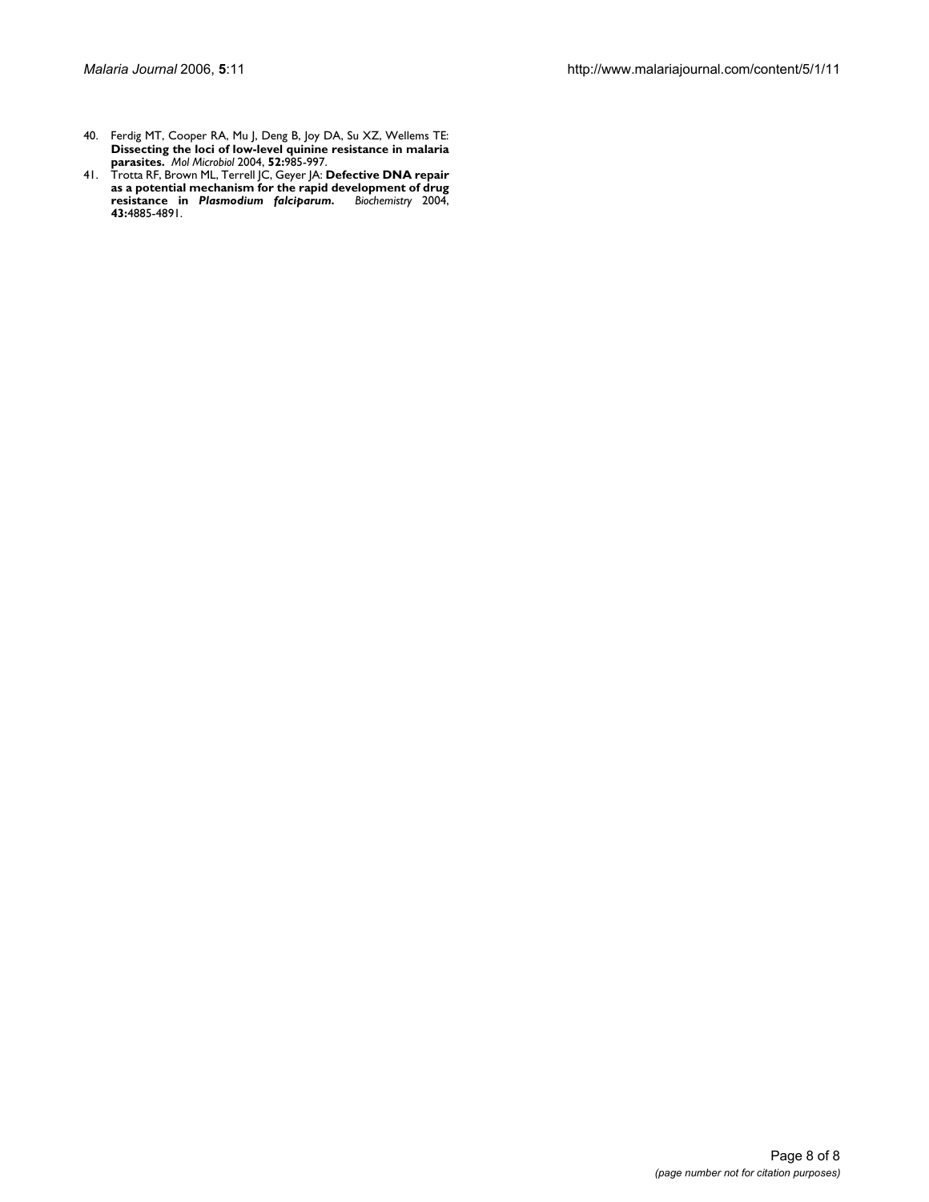40. Ferdig MT, Cooper RA, Mu J, Deng B, Joy DA, Su XZ, Wellems TE: **Dissecting the loci of low-level quinine resistance in malaria parasites.** *Mol Microbiol* 2004, **52:**985-997.
41. Trotta RF, Brown ML, Terrell JC, Geyer JA: **Defective DNA repair as a potential mechanism for the rapid development of drug resistance in *Plasmodium falciparum*.** *Biochemistry* 2004, **43:**4885-4891.